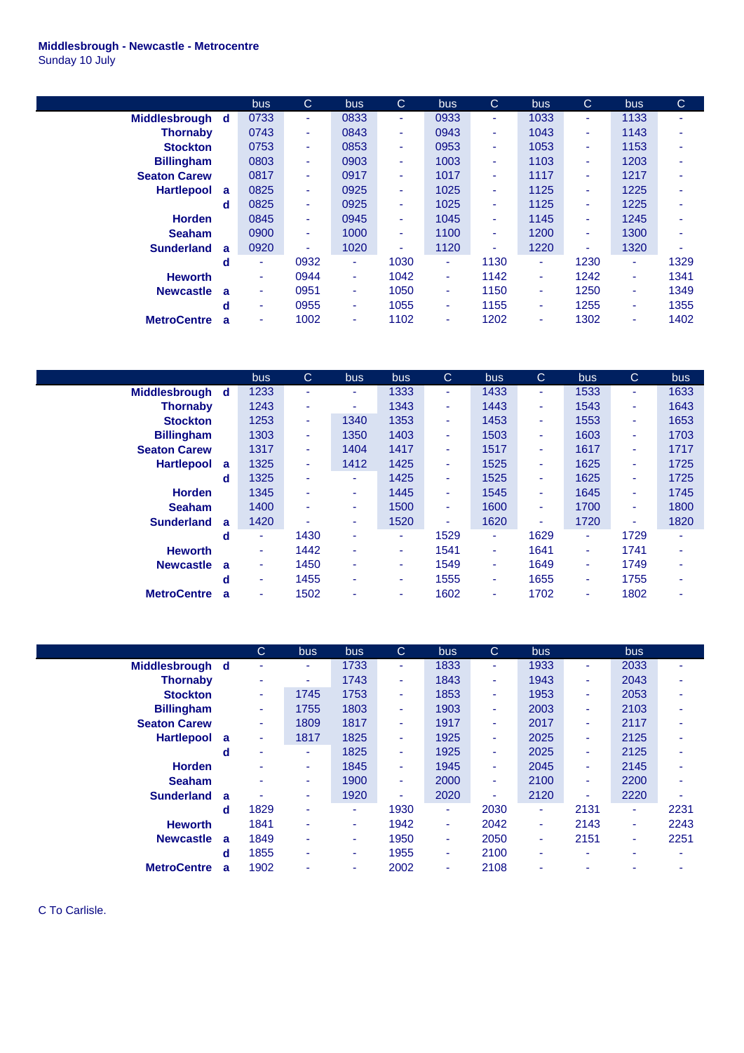**Middlesbrough - Newcastle - Metrocentre**
Sunday 10 July

| | | bus | C | bus | C | bus | C | bus | C | bus | C |
|---|---|---|---|---|---|---|---|---|---|---|---|
| **Middlesbrough** | **d** | 0733 | - | 0833 | - | 0933 | - | 1033 | - | 1133 | - |
| **Thornaby** | | 0743 | - | 0843 | - | 0943 | - | 1043 | - | 1143 | - |
| **Stockton** | | 0753 | - | 0853 | - | 0953 | - | 1053 | - | 1153 | - |
| **Billingham** | | 0803 | - | 0903 | - | 1003 | - | 1103 | - | 1203 | - |
| **Seaton Carew** | | 0817 | - | 0917 | - | 1017 | - | 1117 | - | 1217 | - |
| **Hartlepool** | **a** | 0825 | - | 0925 | - | 1025 | - | 1125 | - | 1225 | - |
| | **d** | 0825 | - | 0925 | - | 1025 | - | 1125 | - | 1225 | - |
| **Horden** | | 0845 | - | 0945 | - | 1045 | - | 1145 | - | 1245 | - |
| **Seaham** | | 0900 | - | 1000 | - | 1100 | - | 1200 | - | 1300 | - |
| **Sunderland** | **a** | 0920 | - | 1020 | - | 1120 | - | 1220 | - | 1320 | - |
| | **d** | - | 0932 | - | 1030 | - | 1130 | - | 1230 | - | 1329 |
| **Heworth** | | - | 0944 | - | 1042 | - | 1142 | - | 1242 | - | 1341 |
| **Newcastle** | **a** | - | 0951 | - | 1050 | - | 1150 | - | 1250 | - | 1349 |
| | **d** | - | 0955 | - | 1055 | - | 1155 | - | 1255 | - | 1355 |
| **MetroCentre** | **a** | - | 1002 | - | 1102 | - | 1202 | - | 1302 | - | 1402 |

| | | bus | C | bus | bus | C | bus | C | bus | C | bus |
|---|---|---|---|---|---|---|---|---|---|---|---|
| **Middlesbrough** | **d** | 1233 | - | - | 1333 | - | 1433 | - | 1533 | - | 1633 |
| **Thornaby** | | 1243 | - | - | 1343 | - | 1443 | - | 1543 | - | 1643 |
| **Stockton** | | 1253 | - | 1340 | 1353 | - | 1453 | - | 1553 | - | 1653 |
| **Billingham** | | 1303 | - | 1350 | 1403 | - | 1503 | - | 1603 | - | 1703 |
| **Seaton Carew** | | 1317 | - | 1404 | 1417 | - | 1517 | - | 1617 | - | 1717 |
| **Hartlepool** | **a** | 1325 | - | 1412 | 1425 | - | 1525 | - | 1625 | - | 1725 |
| | **d** | 1325 | - | - | 1425 | - | 1525 | - | 1625 | - | 1725 |
| **Horden** | | 1345 | - | - | 1445 | - | 1545 | - | 1645 | - | 1745 |
| **Seaham** | | 1400 | - | - | 1500 | - | 1600 | - | 1700 | - | 1800 |
| **Sunderland** | **a** | 1420 | - | - | 1520 | - | 1620 | - | 1720 | - | 1820 |
| | **d** | - | 1430 | - | - | 1529 | - | 1629 | - | 1729 | - |
| **Heworth** | | - | 1442 | - | - | 1541 | - | 1641 | - | 1741 | - |
| **Newcastle** | **a** | - | 1450 | - | - | 1549 | - | 1649 | - | 1749 | - |
| | **d** | - | 1455 | - | - | 1555 | - | 1655 | - | 1755 | - |
| **MetroCentre** | **a** | - | 1502 | - | - | 1602 | - | 1702 | - | 1802 | - |

| | | C | bus | bus | C | bus | C | bus | | bus | |
|---|---|---|---|---|---|---|---|---|---|---|---|
| **Middlesbrough** | **d** | - | - | 1733 | - | 1833 | - | 1933 | - | 2033 | - |
| **Thornaby** | | - | - | 1743 | - | 1843 | - | 1943 | - | 2043 | - |
| **Stockton** | | - | 1745 | 1753 | - | 1853 | - | 1953 | - | 2053 | - |
| **Billingham** | | - | 1755 | 1803 | - | 1903 | - | 2003 | - | 2103 | - |
| **Seaton Carew** | | - | 1809 | 1817 | - | 1917 | - | 2017 | - | 2117 | - |
| **Hartlepool** | **a** | - | 1817 | 1825 | - | 1925 | - | 2025 | - | 2125 | - |
| | **d** | - | - | 1825 | - | 1925 | - | 2025 | - | 2125 | - |
| **Horden** | | - | - | 1845 | - | 1945 | - | 2045 | - | 2145 | - |
| **Seaham** | | - | - | 1900 | - | 2000 | - | 2100 | - | 2200 | - |
| **Sunderland** | **a** | - | - | 1920 | - | 2020 | - | 2120 | - | 2220 | - |
| | **d** | 1829 | - | - | 1930 | - | 2030 | - | 2131 | - | 2231 |
| **Heworth** | | 1841 | - | - | 1942 | - | 2042 | - | 2143 | - | 2243 |
| **Newcastle** | **a** | 1849 | - | - | 1950 | - | 2050 | - | 2151 | - | 2251 |
| | **d** | 1855 | - | - | 1955 | - | 2100 | - | - | - | - |
| **MetroCentre** | **a** | 1902 | - | - | 2002 | - | 2108 | - | - | - | - |

C To Carlisle.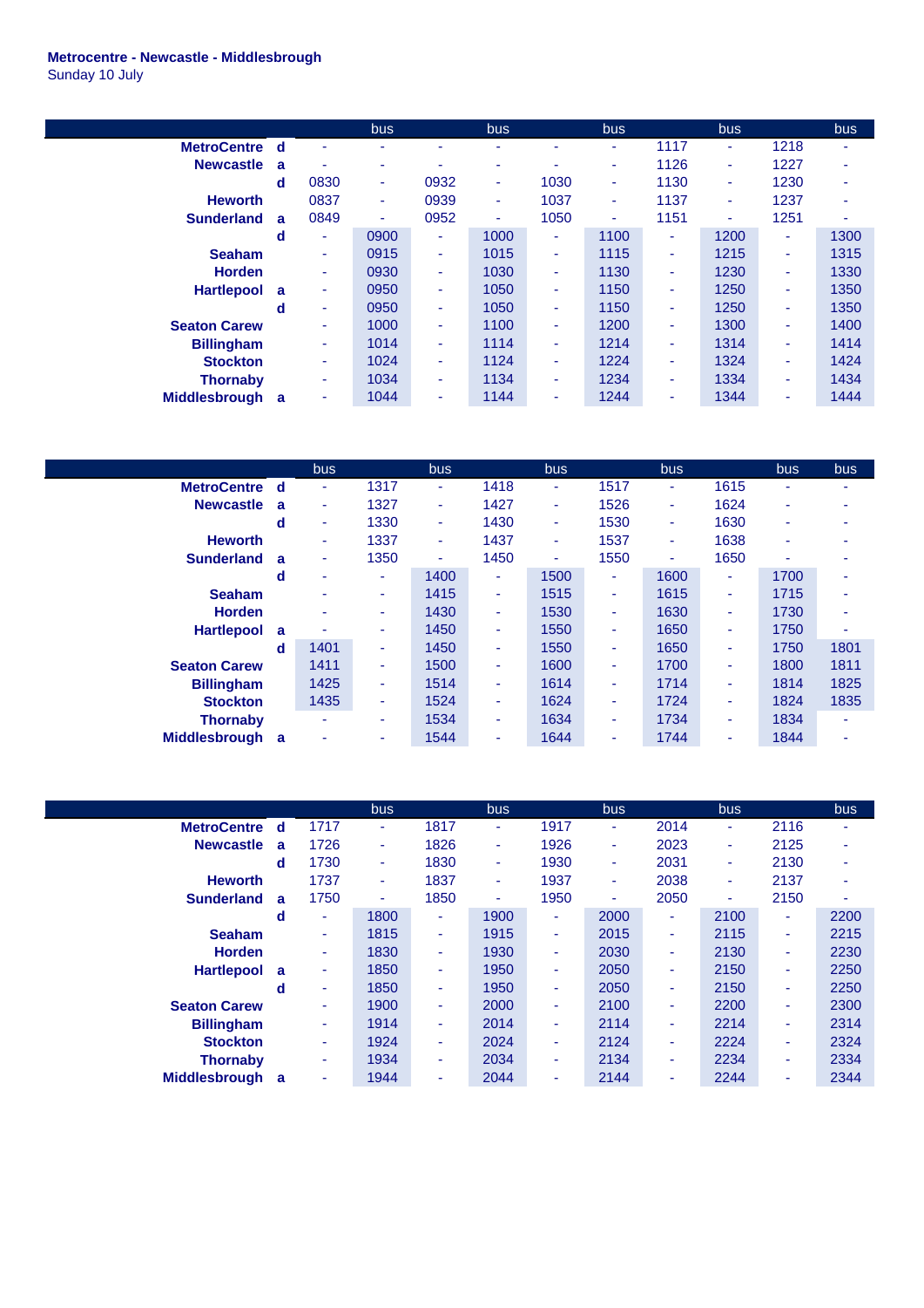**Metrocentre - Newcastle - Middlesbrough**
Sunday 10 July

| | | | bus | | bus | | bus | | bus | | bus |
|---|---|---|---|---|---|---|---|---|---|---|---|
| MetroCentre | d | - | - | - | - | - | - | 1117 | - | 1218 | - |
| Newcastle | a | - | - | - | - | - | - | 1126 | - | 1227 | - |
| | d | 0830 | - | 0932 | - | 1030 | - | 1130 | - | 1230 | - |
| Heworth | | 0837 | - | 0939 | - | 1037 | - | 1137 | - | 1237 | - |
| Sunderland | a | 0849 | - | 0952 | - | 1050 | - | 1151 | - | 1251 | - |
| | d | - | 0900 | - | 1000 | - | 1100 | - | 1200 | - | 1300 |
| Seaham | | - | 0915 | - | 1015 | - | 1115 | - | 1215 | - | 1315 |
| Horden | | - | 0930 | - | 1030 | - | 1130 | - | 1230 | - | 1330 |
| Hartlepool | a | - | 0950 | - | 1050 | - | 1150 | - | 1250 | - | 1350 |
| | d | - | 0950 | - | 1050 | - | 1150 | - | 1250 | - | 1350 |
| Seaton Carew | | - | 1000 | - | 1100 | - | 1200 | - | 1300 | - | 1400 |
| Billingham | | - | 1014 | - | 1114 | - | 1214 | - | 1314 | - | 1414 |
| Stockton | | - | 1024 | - | 1124 | - | 1224 | - | 1324 | - | 1424 |
| Thornaby | | - | 1034 | - | 1134 | - | 1234 | - | 1334 | - | 1434 |
| Middlesbrough | a | - | 1044 | - | 1144 | - | 1244 | - | 1344 | - | 1444 |

| | | bus | | bus | | bus | | bus | | bus | bus |
|---|---|---|---|---|---|---|---|---|---|---|---|
| MetroCentre | d | - | 1317 | - | 1418 | - | 1517 | - | 1615 | - | - |
| Newcastle | a | - | 1327 | - | 1427 | - | 1526 | - | 1624 | - | - |
| | d | - | 1330 | - | 1430 | - | 1530 | - | 1630 | - | - |
| Heworth | | - | 1337 | - | 1437 | - | 1537 | - | 1638 | - | - |
| Sunderland | a | - | 1350 | - | 1450 | - | 1550 | - | 1650 | - | - |
| | d | - | - | 1400 | - | 1500 | - | 1600 | - | 1700 | - |
| Seaham | | - | - | 1415 | - | 1515 | - | 1615 | - | 1715 | - |
| Horden | | - | - | 1430 | - | 1530 | - | 1630 | - | 1730 | - |
| Hartlepool | a | - | - | 1450 | - | 1550 | - | 1650 | - | 1750 | - |
| | d | 1401 | - | 1450 | - | 1550 | - | 1650 | - | 1750 | 1801 |
| Seaton Carew | | 1411 | - | 1500 | - | 1600 | - | 1700 | - | 1800 | 1811 |
| Billingham | | 1425 | - | 1514 | - | 1614 | - | 1714 | - | 1814 | 1825 |
| Stockton | | 1435 | - | 1524 | - | 1624 | - | 1724 | - | 1824 | 1835 |
| Thornaby | | - | - | 1534 | - | 1634 | - | 1734 | - | 1834 | - |
| Middlesbrough | a | - | - | 1544 | - | 1644 | - | 1744 | - | 1844 | - |

| | | | bus | | bus | | bus | | bus | | bus |
|---|---|---|---|---|---|---|---|---|---|---|---|
| MetroCentre | d | 1717 | - | 1817 | - | 1917 | - | 2014 | - | 2116 | - |
| Newcastle | a | 1726 | - | 1826 | - | 1926 | - | 2023 | - | 2125 | - |
| | d | 1730 | - | 1830 | - | 1930 | - | 2031 | - | 2130 | - |
| Heworth | | 1737 | - | 1837 | - | 1937 | - | 2038 | - | 2137 | - |
| Sunderland | a | 1750 | - | 1850 | - | 1950 | - | 2050 | - | 2150 | - |
| | d | - | 1800 | - | 1900 | - | 2000 | - | 2100 | - | 2200 |
| Seaham | | - | 1815 | - | 1915 | - | 2015 | - | 2115 | - | 2215 |
| Horden | | - | 1830 | - | 1930 | - | 2030 | - | 2130 | - | 2230 |
| Hartlepool | a | - | 1850 | - | 1950 | - | 2050 | - | 2150 | - | 2250 |
| | d | - | 1850 | - | 1950 | - | 2050 | - | 2150 | - | 2250 |
| Seaton Carew | | - | 1900 | - | 2000 | - | 2100 | - | 2200 | - | 2300 |
| Billingham | | - | 1914 | - | 2014 | - | 2114 | - | 2214 | - | 2314 |
| Stockton | | - | 1924 | - | 2024 | - | 2124 | - | 2224 | - | 2324 |
| Thornaby | | - | 1934 | - | 2034 | - | 2134 | - | 2234 | - | 2334 |
| Middlesbrough | a | - | 1944 | - | 2044 | - | 2144 | - | 2244 | - | 2344 |